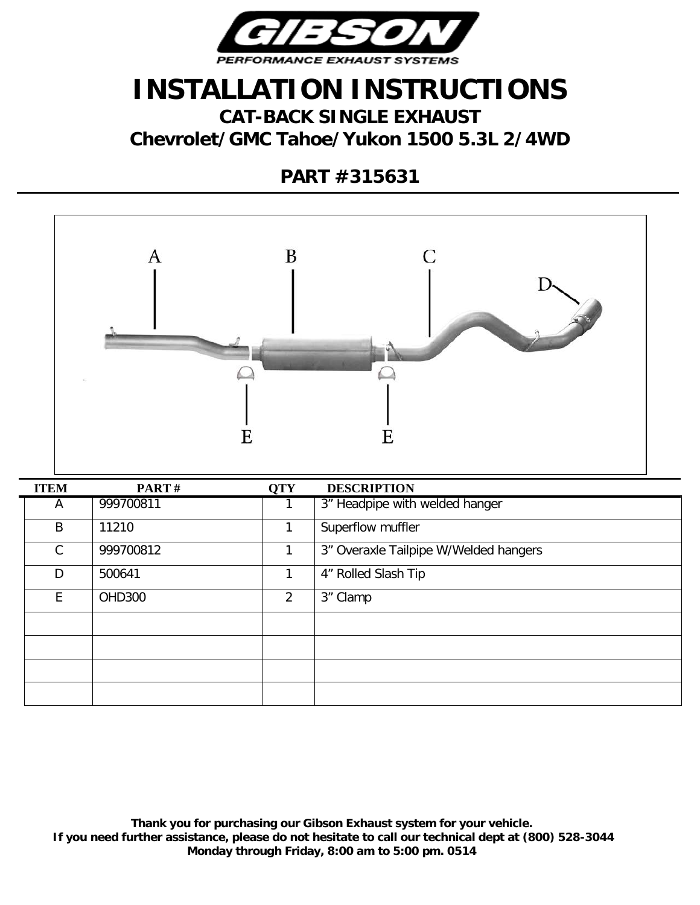# INSTALLATION INSTRUCTIONS

## CAT-BACK SINGLE EXHAUST

## Chevrolet/GMC Tahoe/Yukon 1500 5.3L 2/4WD

## PART #315631

| ITEM | PART # | QTY | DESCRIPTION |
|---|---|---|---|
| A | 999700811 | 1 | 3" Headpipe with welded hanger |
| B | 11210 | 1 | Superflow muffler |
| C | 999700812 | 1 | 3" Overaxle Tailpipe W/Welded hangers |
| D | 500641 | 1 | 4" Rolled Slash Tip |
| E | OHD300 | 2 | 3" Clamp |
| | | | |
| | | | |
| | | | |
| | | | |

**Thank you for purchasing our Gibson Exhaust system for your vehicle.**
**If you need further assistance, please do not hesitate to call our technical dept at (800) 528-3044**
**Monday through Friday, 8:00 am to 5:00 pm. 0514**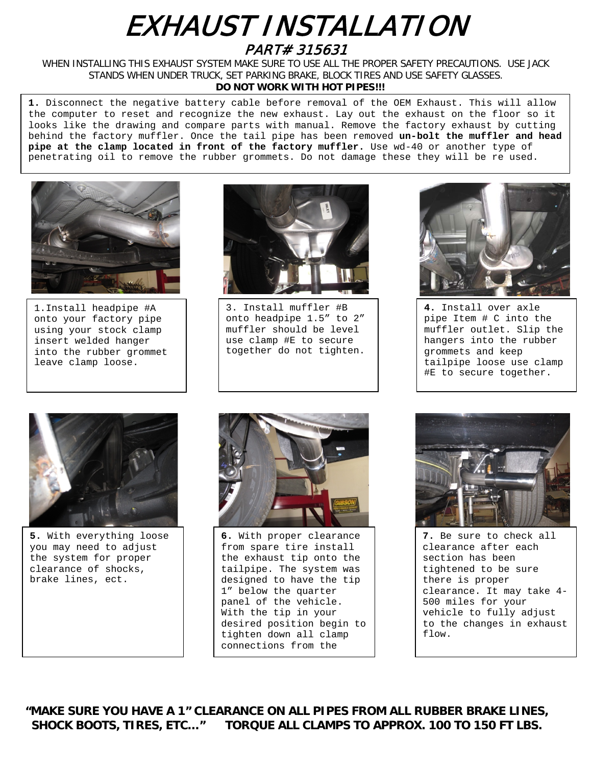# EXHAUST INSTALLATION

## PART# 315631

WHEN INSTALLING THIS EXHAUST SYSTEM MAKE SURE TO USE ALL THE PROPER SAFETY PRECAUTIONS. USE JACK STANDS WHEN UNDER TRUCK, SET PARKING BRAKE, BLOCK TIRES AND USE SAFETY GLASSES.

**DO NOT WORK WITH HOT PIPES!!!**

**1.** Disconnect the negative battery cable before removal of the OEM Exhaust. This will allow the computer to reset and recognize the new exhaust. Lay out the exhaust on the floor so it looks like the drawing and compare parts with manual. Remove the factory exhaust by cutting behind the factory muffler. Once the tail pipe has been removed **un-bolt the muffler and head pipe at the clamp located in front of the factory muffler.** Use wd-40 or another type of penetrating oil to remove the rubber grommets. Do not damage these they will be re used.

1.Install headpipe #A onto your factory pipe using your stock clamp insert welded hanger into the rubber grommet leave clamp loose.

3. Install muffler #B onto headpipe 1.5" to 2" muffler should be level use clamp #E to secure together do not tighten.

**4.** Install over axle pipe Item # C into the muffler outlet. Slip the hangers into the rubber grommets and keep tailpipe loose use clamp #E to secure together.

**5.** With everything loose you may need to adjust the system for proper clearance of shocks, brake lines, ect.

**6.** With proper clearance from spare tire install the exhaust tip onto the tailpipe. The system was designed to have the tip 1" below the quarter panel of the vehicle. With the tip in your desired position begin to tighten down all clamp connections from the

**7.** Be sure to check all clearance after each section has been tightened to be sure there is proper clearance. It may take 4-500 miles for your vehicle to fully adjust to the changes in exhaust flow.

**"MAKE SURE YOU HAVE A 1" CLEARANCE ON ALL PIPES FROM ALL RUBBER BRAKE LINES, SHOCK BOOTS, TIRES, ETC…"   TORQUE ALL CLAMPS TO APPROX. 100 TO 150 FT LBS.**